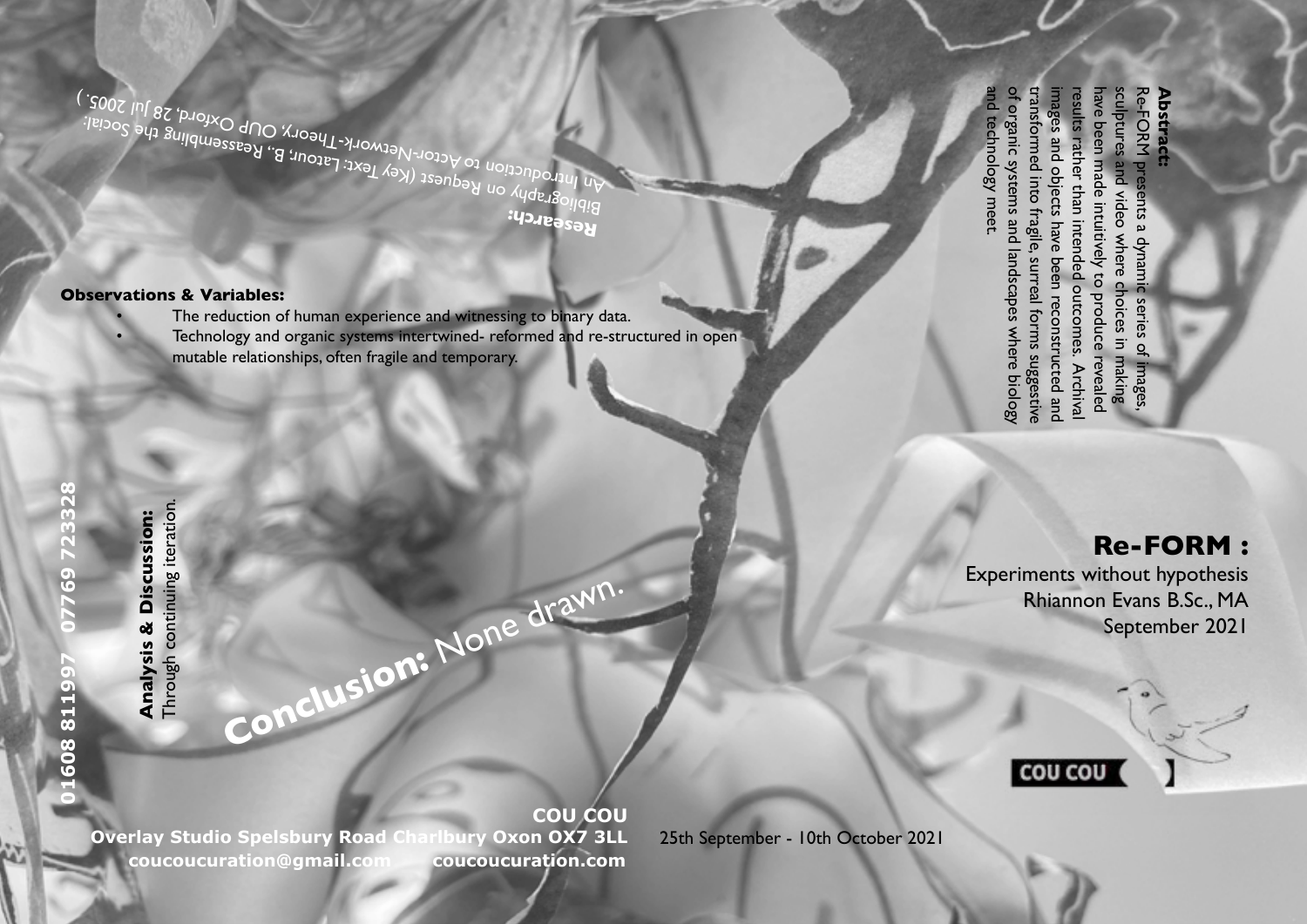# Re-FORM :

Experiments without hypothesis

Rhiannon Evans B.Sc., MA

September 2021

**Abstract:**
Re-FORM presents a dynamic series of images, sculptures and video where choices in making have been made intuitively to produce revealed results rather than intended outcomes. Archival images and objects have been reconstructed and transformed into fragile, surreal forms suggestive of organic systems and landscapes where biology and technology meet.

**Research:**
Bibliography on Request (Key Text: Latour, B., Reassembling the Social: An Introduction to Actor-Network-Theory, OUP Oxford, 28 Jul 2005.)

**Observations & Variables:**

- The reduction of human experience and witnessing to binary data.
- Technology and organic systems intertwined- reformed and re-structured in open mutable relationships, often fragile and temporary.

**Analysis & Discussion:**
Through continuing iteration.

**Conclusion:** None drawn.

COU COU

**COU COU**
**Overlay Studio Spelsbury Road Charlbury Oxon OX7 3LL**
**coucoucuration@gmail.com coucoucuration.com**

**01608 811997 07769 723328**

25th September - 10th October 2021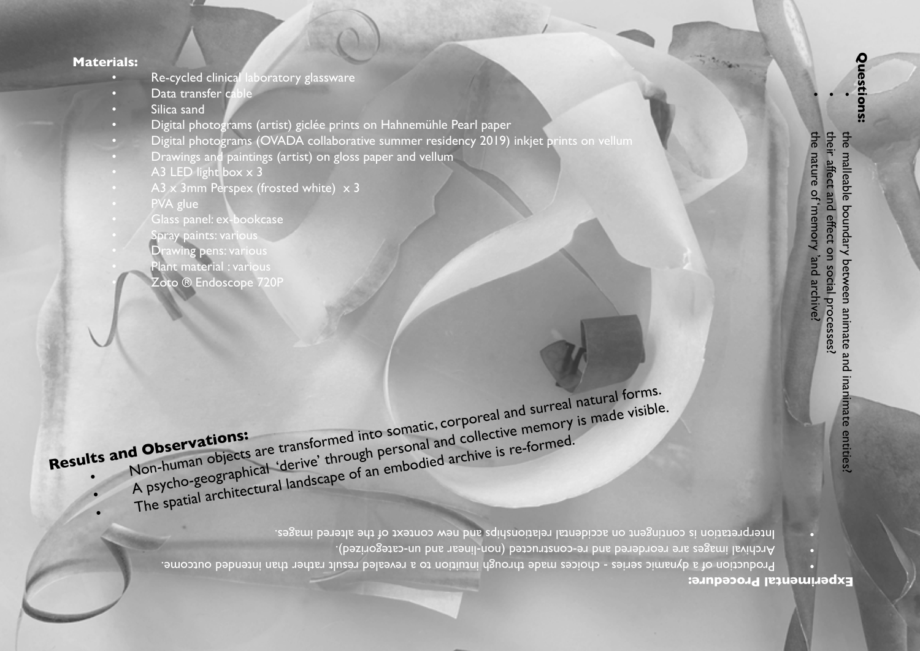**Materials:**

- Re-cycled clinical laboratory glassware
- Data transfer cable
- Silica sand
- Digital photograms (artist) giclée prints on Hahnemühle Pearl paper
- Digital photograms (OVADA collaborative summer residency 2019) inkjet prints on vellum
- Drawings and paintings (artist) on gloss paper and vellum
- A3 LED light box x 3
- A3 x 3mm Perspex (frosted white) x 3
- PVA glue
- Glass panel: ex-bookcase
- Spray paints: various
- Drawing pens: various
- Plant material : various
- Zoto ® Endoscope 720P

**Questions:**

- the malleable boundary between animate and inanimate entities?
- their affect and effect on social processes?
- the nature of 'memory 'and archive?

**Experimental Procedure:**

- Production of a dynamic series - choices made through intuition to a revealed result rather than intended outcome.
- Archival images are reordered and re-constructed (non-linear and un-categorized).
- Interpretation is contingent on accidental relationships and new context of the altered images.

**Results and Observations:**

- Non-human objects are transformed into somatic, corporeal and surreal natural forms.
- A psycho-geographical 'derive' through personal and collective memory is made visible.
- The spatial architectural landscape of an embodied archive is re-formed.